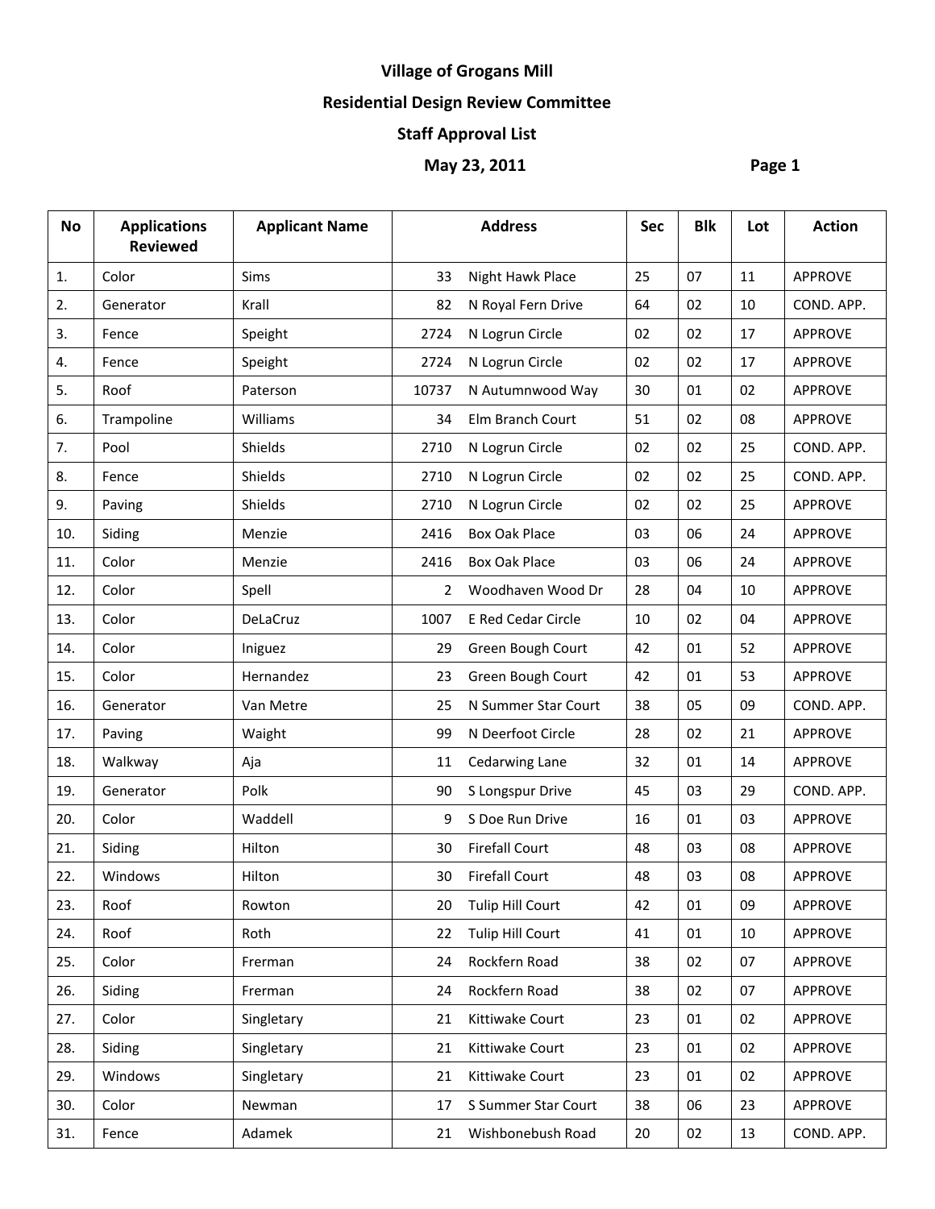# Village of Grogans Mill

## Residential Design Review Committee

## Staff Approval List

**May 23, 2011** **Page 1**

| No | Applications Reviewed | Applicant Name | Address | | Sec | Blk | Lot | Action |
|---|---|---|---|---|---|---|---|---|
| 1. | Color | Sims | 33 | Night Hawk Place | 25 | 07 | 11 | APPROVE |
| 2. | Generator | Krall | 82 | N Royal Fern Drive | 64 | 02 | 10 | COND. APP. |
| 3. | Fence | Speight | 2724 | N Logrun Circle | 02 | 02 | 17 | APPROVE |
| 4. | Fence | Speight | 2724 | N Logrun Circle | 02 | 02 | 17 | APPROVE |
| 5. | Roof | Paterson | 10737 | N Autumnwood Way | 30 | 01 | 02 | APPROVE |
| 6. | Trampoline | Williams | 34 | Elm Branch Court | 51 | 02 | 08 | APPROVE |
| 7. | Pool | Shields | 2710 | N Logrun Circle | 02 | 02 | 25 | COND. APP. |
| 8. | Fence | Shields | 2710 | N Logrun Circle | 02 | 02 | 25 | COND. APP. |
| 9. | Paving | Shields | 2710 | N Logrun Circle | 02 | 02 | 25 | APPROVE |
| 10. | Siding | Menzie | 2416 | Box Oak Place | 03 | 06 | 24 | APPROVE |
| 11. | Color | Menzie | 2416 | Box Oak Place | 03 | 06 | 24 | APPROVE |
| 12. | Color | Spell | 2 | Woodhaven Wood Dr | 28 | 04 | 10 | APPROVE |
| 13. | Color | DeLaCruz | 1007 | E Red Cedar Circle | 10 | 02 | 04 | APPROVE |
| 14. | Color | Iniguez | 29 | Green Bough Court | 42 | 01 | 52 | APPROVE |
| 15. | Color | Hernandez | 23 | Green Bough Court | 42 | 01 | 53 | APPROVE |
| 16. | Generator | Van Metre | 25 | N Summer Star Court | 38 | 05 | 09 | COND. APP. |
| 17. | Paving | Waight | 99 | N Deerfoot Circle | 28 | 02 | 21 | APPROVE |
| 18. | Walkway | Aja | 11 | Cedarwing Lane | 32 | 01 | 14 | APPROVE |
| 19. | Generator | Polk | 90 | S Longspur Drive | 45 | 03 | 29 | COND. APP. |
| 20. | Color | Waddell | 9 | S Doe Run Drive | 16 | 01 | 03 | APPROVE |
| 21. | Siding | Hilton | 30 | Firefall Court | 48 | 03 | 08 | APPROVE |
| 22. | Windows | Hilton | 30 | Firefall Court | 48 | 03 | 08 | APPROVE |
| 23. | Roof | Rowton | 20 | Tulip Hill Court | 42 | 01 | 09 | APPROVE |
| 24. | Roof | Roth | 22 | Tulip Hill Court | 41 | 01 | 10 | APPROVE |
| 25. | Color | Frerman | 24 | Rockfern Road | 38 | 02 | 07 | APPROVE |
| 26. | Siding | Frerman | 24 | Rockfern Road | 38 | 02 | 07 | APPROVE |
| 27. | Color | Singletary | 21 | Kittiwake Court | 23 | 01 | 02 | APPROVE |
| 28. | Siding | Singletary | 21 | Kittiwake Court | 23 | 01 | 02 | APPROVE |
| 29. | Windows | Singletary | 21 | Kittiwake Court | 23 | 01 | 02 | APPROVE |
| 30. | Color | Newman | 17 | S Summer Star Court | 38 | 06 | 23 | APPROVE |
| 31. | Fence | Adamek | 21 | Wishbonebush Road | 20 | 02 | 13 | COND. APP. |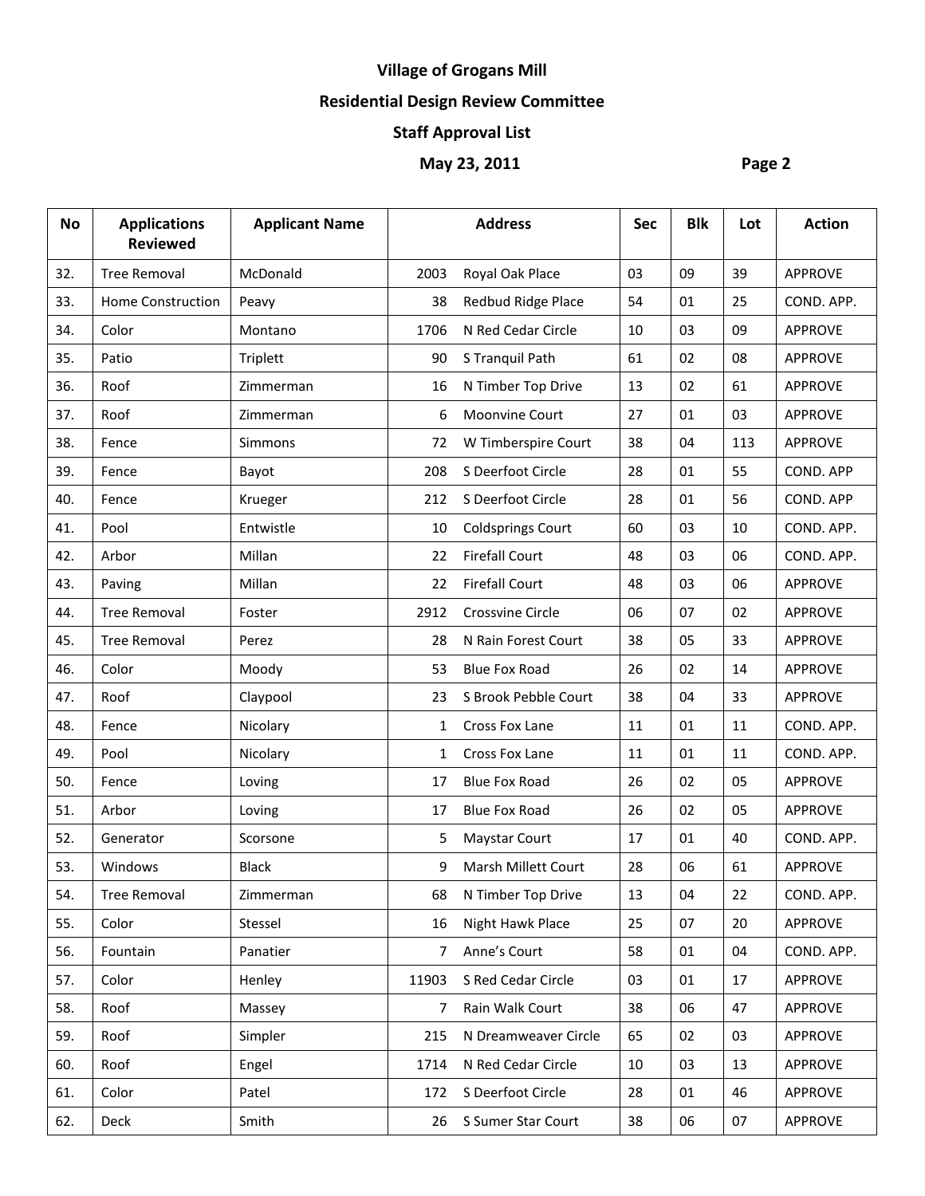**Village of Grogans Mill**

**Residential Design Review Committee**

**Staff Approval List**

**May 23, 2011**

| No | Applications Reviewed | Applicant Name | Address | | Sec | Blk | Lot | Action |
|---|---|---|---|---|---|---|---|---|
| 32. | Tree Removal | McDonald | 2003 | Royal Oak Place | 03 | 09 | 39 | APPROVE |
| 33. | Home Construction | Peavy | 38 | Redbud Ridge Place | 54 | 01 | 25 | COND. APP. |
| 34. | Color | Montano | 1706 | N Red Cedar Circle | 10 | 03 | 09 | APPROVE |
| 35. | Patio | Triplett | 90 | S Tranquil Path | 61 | 02 | 08 | APPROVE |
| 36. | Roof | Zimmerman | 16 | N Timber Top Drive | 13 | 02 | 61 | APPROVE |
| 37. | Roof | Zimmerman | 6 | Moonvine Court | 27 | 01 | 03 | APPROVE |
| 38. | Fence | Simmons | 72 | W Timberspire Court | 38 | 04 | 113 | APPROVE |
| 39. | Fence | Bayot | 208 | S Deerfoot Circle | 28 | 01 | 55 | COND. APP |
| 40. | Fence | Krueger | 212 | S Deerfoot Circle | 28 | 01 | 56 | COND. APP |
| 41. | Pool | Entwistle | 10 | Coldsprings Court | 60 | 03 | 10 | COND. APP. |
| 42. | Arbor | Millan | 22 | Firefall Court | 48 | 03 | 06 | COND. APP. |
| 43. | Paving | Millan | 22 | Firefall Court | 48 | 03 | 06 | APPROVE |
| 44. | Tree Removal | Foster | 2912 | Crossvine Circle | 06 | 07 | 02 | APPROVE |
| 45. | Tree Removal | Perez | 28 | N Rain Forest Court | 38 | 05 | 33 | APPROVE |
| 46. | Color | Moody | 53 | Blue Fox Road | 26 | 02 | 14 | APPROVE |
| 47. | Roof | Claypool | 23 | S Brook Pebble Court | 38 | 04 | 33 | APPROVE |
| 48. | Fence | Nicolary | 1 | Cross Fox Lane | 11 | 01 | 11 | COND. APP. |
| 49. | Pool | Nicolary | 1 | Cross Fox Lane | 11 | 01 | 11 | COND. APP. |
| 50. | Fence | Loving | 17 | Blue Fox Road | 26 | 02 | 05 | APPROVE |
| 51. | Arbor | Loving | 17 | Blue Fox Road | 26 | 02 | 05 | APPROVE |
| 52. | Generator | Scorsone | 5 | Maystar Court | 17 | 01 | 40 | COND. APP. |
| 53. | Windows | Black | 9 | Marsh Millett Court | 28 | 06 | 61 | APPROVE |
| 54. | Tree Removal | Zimmerman | 68 | N Timber Top Drive | 13 | 04 | 22 | COND. APP. |
| 55. | Color | Stessel | 16 | Night Hawk Place | 25 | 07 | 20 | APPROVE |
| 56. | Fountain | Panatier | 7 | Anne's Court | 58 | 01 | 04 | COND. APP. |
| 57. | Color | Henley | 11903 | S Red Cedar Circle | 03 | 01 | 17 | APPROVE |
| 58. | Roof | Massey | 7 | Rain Walk Court | 38 | 06 | 47 | APPROVE |
| 59. | Roof | Simpler | 215 | N Dreamweaver Circle | 65 | 02 | 03 | APPROVE |
| 60. | Roof | Engel | 1714 | N Red Cedar Circle | 10 | 03 | 13 | APPROVE |
| 61. | Color | Patel | 172 | S Deerfoot Circle | 28 | 01 | 46 | APPROVE |
| 62. | Deck | Smith | 26 | S Sumer Star Court | 38 | 06 | 07 | APPROVE |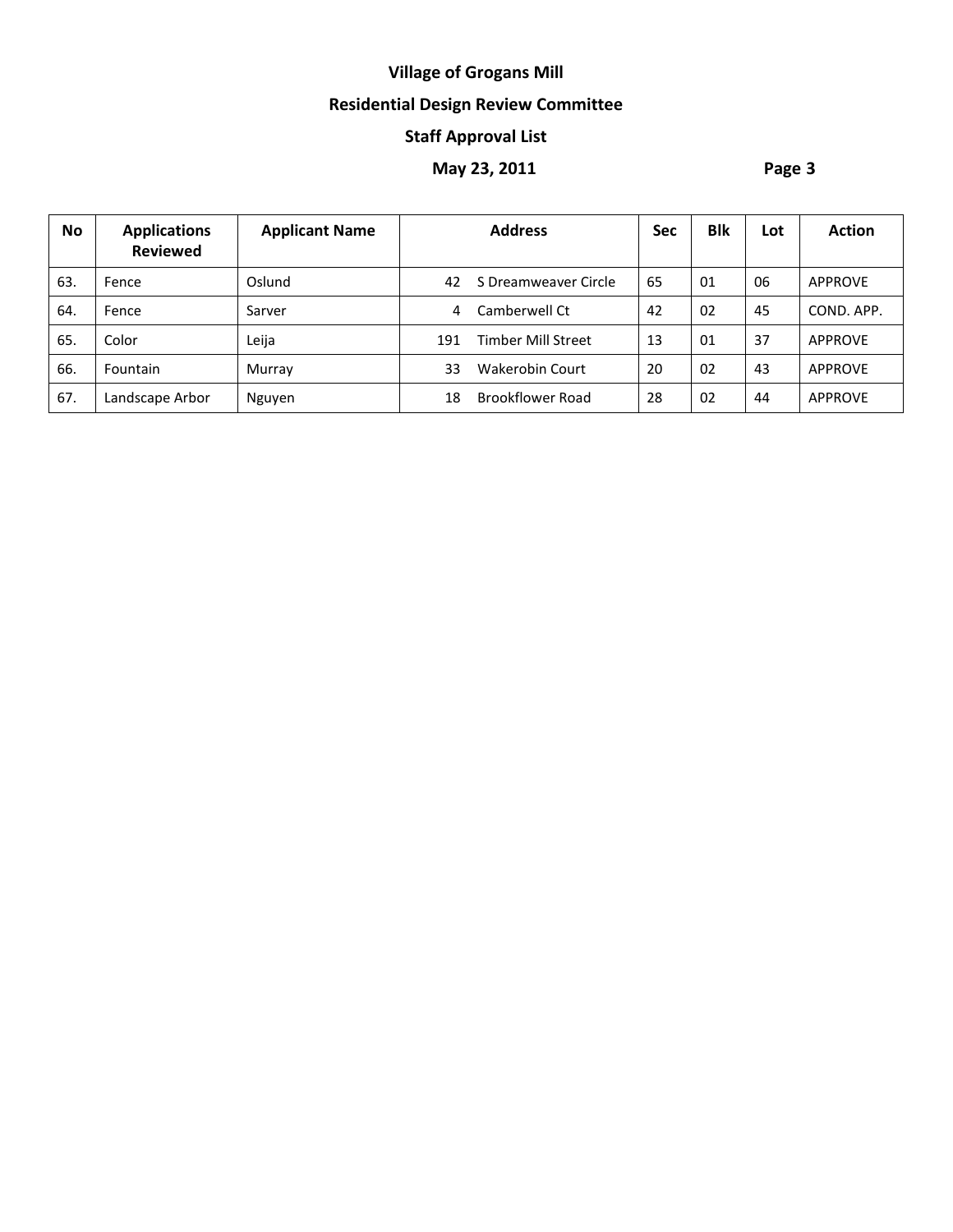**Village of Grogans Mill**

**Residential Design Review Committee**

**Staff Approval List**

**May 23, 2011**

| No | Applications Reviewed | Applicant Name | Address | | Sec | Blk | Lot | Action |
|---|---|---|---|---|---|---|---|---|
| 63. | Fence | Oslund | 42 | S Dreamweaver Circle | 65 | 01 | 06 | APPROVE |
| 64. | Fence | Sarver | 4 | Camberwell Ct | 42 | 02 | 45 | COND. APP. |
| 65. | Color | Leija | 191 | Timber Mill Street | 13 | 01 | 37 | APPROVE |
| 66. | Fountain | Murray | 33 | Wakerobin Court | 20 | 02 | 43 | APPROVE |
| 67. | Landscape Arbor | Nguyen | 18 | Brookflower Road | 28 | 02 | 44 | APPROVE |